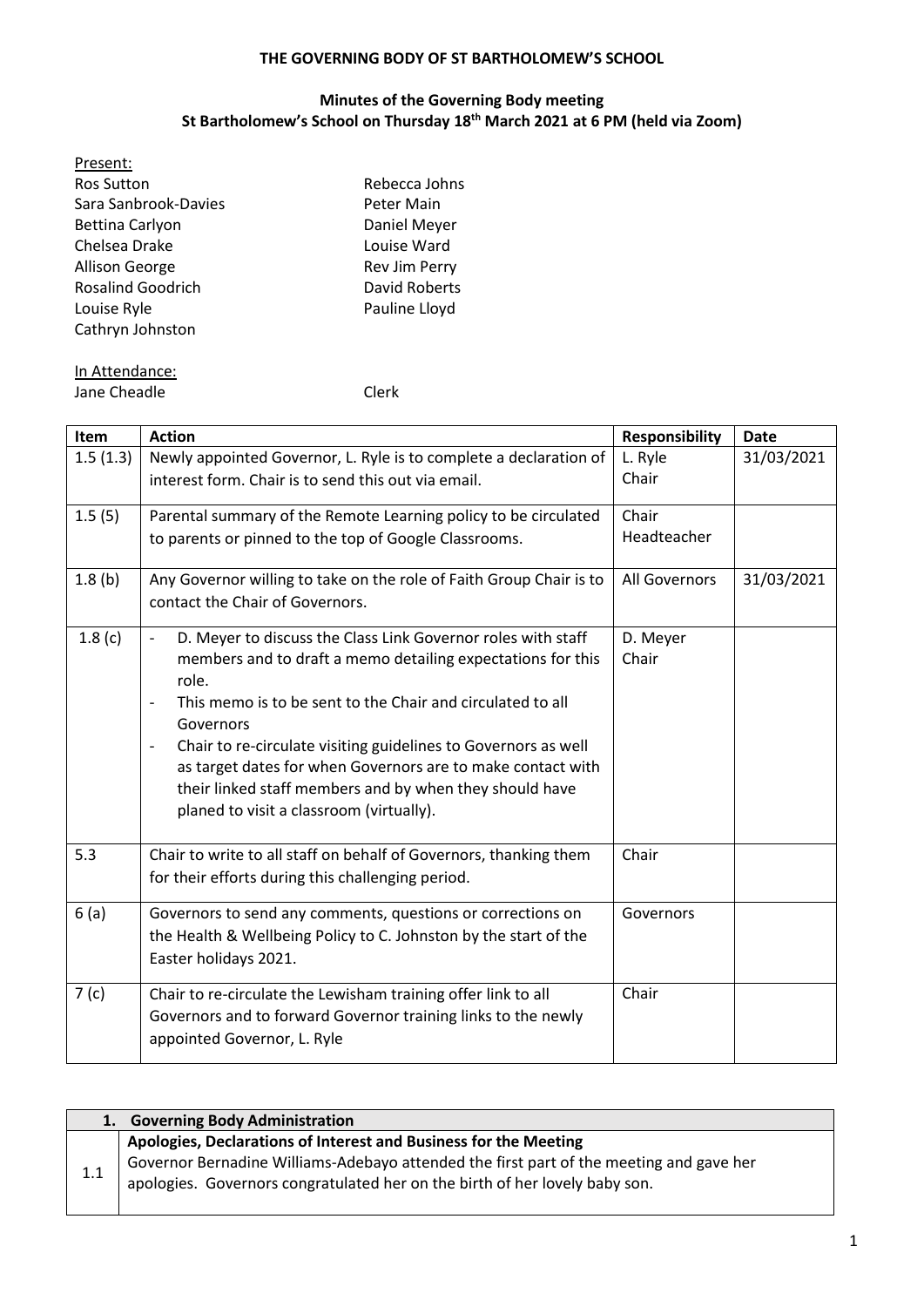**THE GOVERNING BODY OF ST BARTHOLOMEW'S SCHOOL**

**Minutes of the Governing Body meeting**
**St Bartholomew's School on Thursday 18th March 2021 at 6 PM (held via Zoom)**

Present:

| | |
|---|---|
| Ros Sutton | Rebecca Johns |
| Sara Sanbrook-Davies | Peter Main |
| Bettina Carlyon | Daniel Meyer |
| Chelsea Drake | Louise Ward |
| Allison George | Rev Jim Perry |
| Rosalind Goodrich | David Roberts |
| Louise Ryle | Pauline Lloyd |
| Cathryn Johnston | |

In Attendance:
Jane Cheadle — Clerk

| Item | Action | Responsibility | Date |
|---|---|---|---|
| 1.5 (1.3) | Newly appointed Governor, L. Ryle is to complete a declaration of interest form. Chair is to send this out via email. | L. Ryle<br>Chair | 31/03/2021 |
| 1.5 (5) | Parental summary of the Remote Learning policy to be circulated to parents or pinned to the top of Google Classrooms. | Chair<br>Headteacher | |
| 1.8 (b) | Any Governor willing to take on the role of Faith Group Chair is to contact the Chair of Governors. | All Governors | 31/03/2021 |
| 1.8 (c) | - D. Meyer to discuss the Class Link Governor roles with staff members and to draft a memo detailing expectations for this role.<br>- This memo is to be sent to the Chair and circulated to all Governors<br>- Chair to re-circulate visiting guidelines to Governors as well as target dates for when Governors are to make contact with their linked staff members and by when they should have planed to visit a classroom (virtually). | D. Meyer<br>Chair | |
| 5.3 | Chair to write to all staff on behalf of Governors, thanking them for their efforts during this challenging period. | Chair | |
| 6 (a) | Governors to send any comments, questions or corrections on the Health & Wellbeing Policy to C. Johnston by the start of the Easter holidays 2021. | Governors | |
| 7 (c) | Chair to re-circulate the Lewisham training offer link to all Governors and to forward Governor training links to the newly appointed Governor, L. Ryle | Chair | |

| **1. Governing Body Administration** | |
|---|---|
| 1.1 | **Apologies, Declarations of Interest and Business for the Meeting**<br>Governor Bernadine Williams-Adebayo attended the first part of the meeting and gave her apologies. Governors congratulated her on the birth of her lovely baby son. |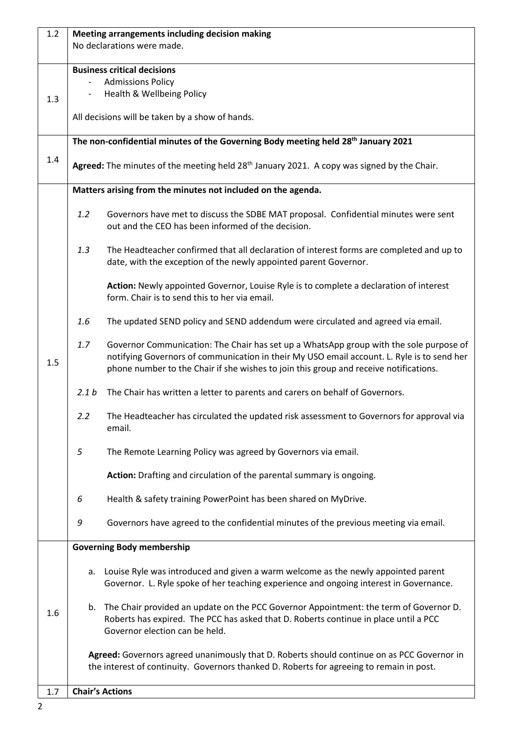| | |
|---|---|
| 1.2 | **Meeting arrangements including decision making**<br>No declarations were made. |
| 1.3 | **Business critical decisions**<br>- Admissions Policy<br>- Health & Wellbeing Policy<br><br>All decisions will be taken by a show of hands. |
| 1.4 | **The non-confidential minutes of the Governing Body meeting held 28th January 2021**<br><br>**Agreed:** The minutes of the meeting held 28th January 2021. A copy was signed by the Chair. |
| 1.5 | **Matters arising from the minutes not included on the agenda.**<br><br>*1.2* Governors have met to discuss the SDBE MAT proposal. Confidential minutes were sent out and the CEO has been informed of the decision.<br><br>*1.3* The Headteacher confirmed that all declaration of interest forms are completed and up to date, with the exception of the newly appointed parent Governor.<br><br>**Action:** Newly appointed Governor, Louise Ryle is to complete a declaration of interest form. Chair is to send this to her via email.<br><br>*1.6* The updated SEND policy and SEND addendum were circulated and agreed via email.<br><br>*1.7* Governor Communication: The Chair has set up a WhatsApp group with the sole purpose of notifying Governors of communication in their My USO email account. L. Ryle is to send her phone number to the Chair if she wishes to join this group and receive notifications.<br><br>*2.1 b* The Chair has written a letter to parents and carers on behalf of Governors.<br><br>*2.2* The Headteacher has circulated the updated risk assessment to Governors for approval via email.<br><br>*5* The Remote Learning Policy was agreed by Governors via email.<br><br>**Action:** Drafting and circulation of the parental summary is ongoing.<br><br>*6* Health & safety training PowerPoint has been shared on MyDrive.<br><br>*9* Governors have agreed to the confidential minutes of the previous meeting via email. |
| 1.6 | **Governing Body membership**<br><br>a. Louise Ryle was introduced and given a warm welcome as the newly appointed parent Governor. L. Ryle spoke of her teaching experience and ongoing interest in Governance.<br><br>b. The Chair provided an update on the PCC Governor Appointment: the term of Governor D. Roberts has expired. The PCC has asked that D. Roberts continue in place until a PCC Governor election can be held.<br><br>**Agreed:** Governors agreed unanimously that D. Roberts should continue on as PCC Governor in the interest of continuity. Governors thanked D. Roberts for agreeing to remain in post. |
| 1.7 | **Chair's Actions** |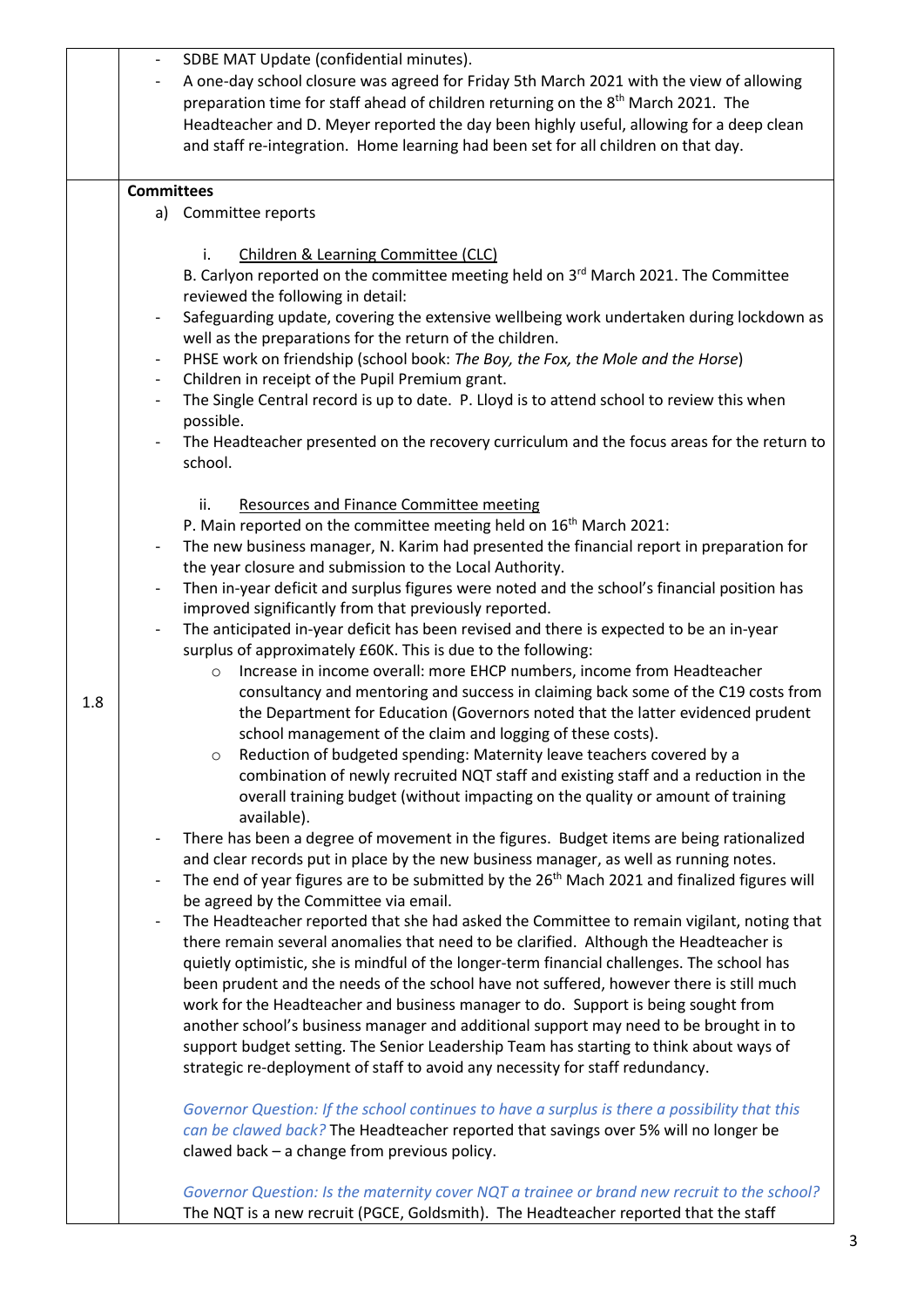- SDBE MAT Update (confidential minutes).
- A one-day school closure was agreed for Friday 5th March 2021 with the view of allowing preparation time for staff ahead of children returning on the 8th March 2021. The Headteacher and D. Meyer reported the day been highly useful, allowing for a deep clean and staff re-integration. Home learning had been set for all children on that day.

**1.8**

**Committees**

a) Committee reports

i. Children & Learning Committee (CLC)

B. Carlyon reported on the committee meeting held on 3rd March 2021. The Committee reviewed the following in detail:

- Safeguarding update, covering the extensive wellbeing work undertaken during lockdown as well as the preparations for the return of the children.
- PHSE work on friendship (school book: *The Boy, the Fox, the Mole and the Horse*)
- Children in receipt of the Pupil Premium grant.
- The Single Central record is up to date. P. Lloyd is to attend school to review this when possible.
- The Headteacher presented on the recovery curriculum and the focus areas for the return to school.

ii. Resources and Finance Committee meeting

P. Main reported on the committee meeting held on 16th March 2021:

- The new business manager, N. Karim had presented the financial report in preparation for the year closure and submission to the Local Authority.
- Then in-year deficit and surplus figures were noted and the school's financial position has improved significantly from that previously reported.
- The anticipated in-year deficit has been revised and there is expected to be an in-year surplus of approximately £60K. This is due to the following:
  - Increase in income overall: more EHCP numbers, income from Headteacher consultancy and mentoring and success in claiming back some of the C19 costs from the Department for Education (Governors noted that the latter evidenced prudent school management of the claim and logging of these costs).
  - Reduction of budgeted spending: Maternity leave teachers covered by a combination of newly recruited NQT staff and existing staff and a reduction in the overall training budget (without impacting on the quality or amount of training available).
- There has been a degree of movement in the figures. Budget items are being rationalized and clear records put in place by the new business manager, as well as running notes.
- The end of year figures are to be submitted by the 26th Mach 2021 and finalized figures will be agreed by the Committee via email.
- The Headteacher reported that she had asked the Committee to remain vigilant, noting that there remain several anomalies that need to be clarified. Although the Headteacher is quietly optimistic, she is mindful of the longer-term financial challenges. The school has been prudent and the needs of the school have not suffered, however there is still much work for the Headteacher and business manager to do. Support is being sought from another school's business manager and additional support may need to be brought in to support budget setting. The Senior Leadership Team has starting to think about ways of strategic re-deployment of staff to avoid any necessity for staff redundancy.

*Governor Question: If the school continues to have a surplus is there a possibility that this can be clawed back?* The Headteacher reported that savings over 5% will no longer be clawed back – a change from previous policy.

*Governor Question: Is the maternity cover NQT a trainee or brand new recruit to the school?* The NQT is a new recruit (PGCE, Goldsmith). The Headteacher reported that the staff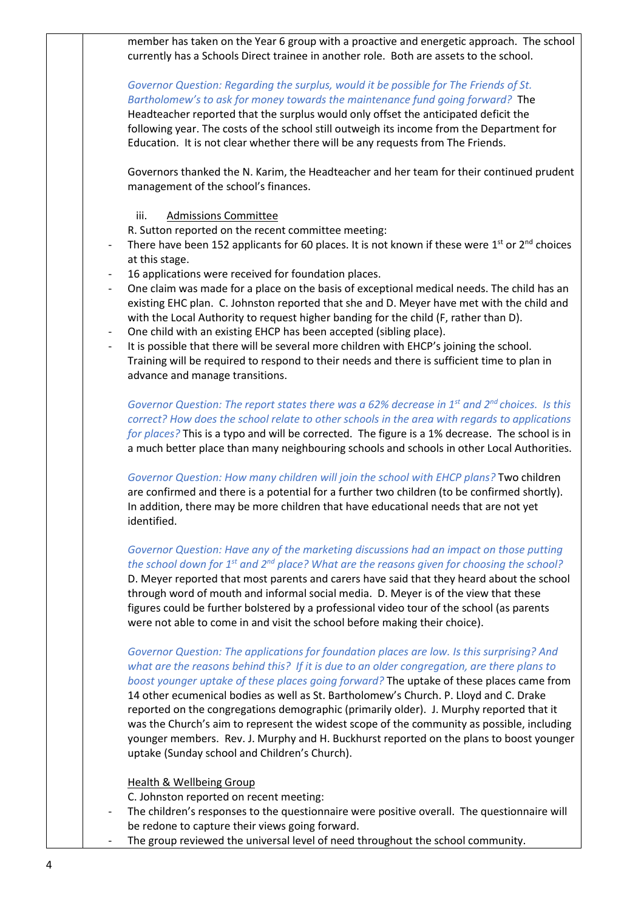member has taken on the Year 6 group with a proactive and energetic approach. The school currently has a Schools Direct trainee in another role. Both are assets to the school.

*Governor Question: Regarding the surplus, would it be possible for The Friends of St. Bartholomew's to ask for money towards the maintenance fund going forward?* The Headteacher reported that the surplus would only offset the anticipated deficit the following year. The costs of the school still outweigh its income from the Department for Education. It is not clear whether there will be any requests from The Friends.

Governors thanked the N. Karim, the Headteacher and her team for their continued prudent management of the school's finances.

iii. <u>Admissions Committee</u>

R. Sutton reported on the recent committee meeting:

- There have been 152 applicants for 60 places. It is not known if these were 1st or 2nd choices at this stage.
- 16 applications were received for foundation places.
- One claim was made for a place on the basis of exceptional medical needs. The child has an existing EHC plan. C. Johnston reported that she and D. Meyer have met with the child and with the Local Authority to request higher banding for the child (F, rather than D).
- One child with an existing EHCP has been accepted (sibling place).
- It is possible that there will be several more children with EHCP's joining the school. Training will be required to respond to their needs and there is sufficient time to plan in advance and manage transitions.

*Governor Question: The report states there was a 62% decrease in 1st and 2nd choices. Is this correct? How does the school relate to other schools in the area with regards to applications for places?* This is a typo and will be corrected. The figure is a 1% decrease. The school is in a much better place than many neighbouring schools and schools in other Local Authorities.

*Governor Question: How many children will join the school with EHCP plans?* Two children are confirmed and there is a potential for a further two children (to be confirmed shortly). In addition, there may be more children that have educational needs that are not yet identified.

*Governor Question: Have any of the marketing discussions had an impact on those putting the school down for 1st and 2nd place? What are the reasons given for choosing the school?* D. Meyer reported that most parents and carers have said that they heard about the school through word of mouth and informal social media. D. Meyer is of the view that these figures could be further bolstered by a professional video tour of the school (as parents were not able to come in and visit the school before making their choice).

*Governor Question: The applications for foundation places are low. Is this surprising? And what are the reasons behind this? If it is due to an older congregation, are there plans to boost younger uptake of these places going forward?* The uptake of these places came from 14 other ecumenical bodies as well as St. Bartholomew's Church. P. Lloyd and C. Drake reported on the congregations demographic (primarily older). J. Murphy reported that it was the Church's aim to represent the widest scope of the community as possible, including younger members. Rev. J. Murphy and H. Buckhurst reported on the plans to boost younger uptake (Sunday school and Children's Church).

<u>Health & Wellbeing Group</u>

C. Johnston reported on recent meeting:

- The children's responses to the questionnaire were positive overall. The questionnaire will be redone to capture their views going forward.
- The group reviewed the universal level of need throughout the school community.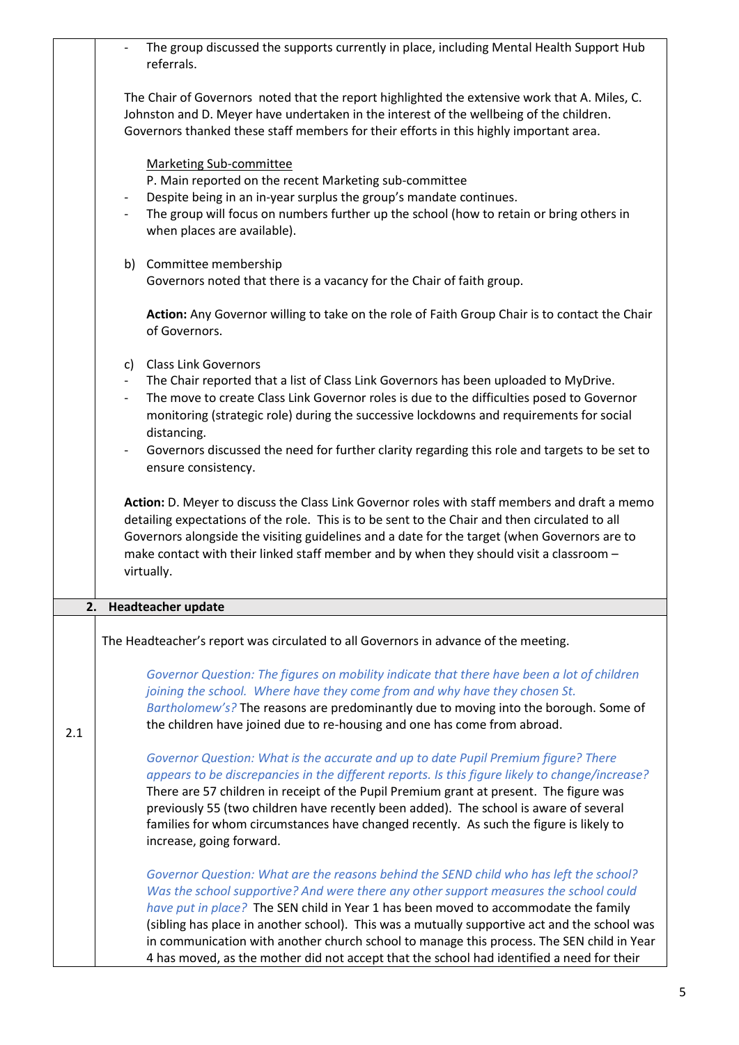- The group discussed the supports currently in place, including Mental Health Support Hub referrals.

The Chair of Governors noted that the report highlighted the extensive work that A. Miles, C. Johnston and D. Meyer have undertaken in the interest of the wellbeing of the children. Governors thanked these staff members for their efforts in this highly important area.

Marketing Sub-committee

P. Main reported on the recent Marketing sub-committee

- Despite being in an in-year surplus the group's mandate continues.
- The group will focus on numbers further up the school (how to retain or bring others in when places are available).

b) Committee membership

Governors noted that there is a vacancy for the Chair of faith group.

**Action:** Any Governor willing to take on the role of Faith Group Chair is to contact the Chair of Governors.

c) Class Link Governors

- The Chair reported that a list of Class Link Governors has been uploaded to MyDrive.
- The move to create Class Link Governor roles is due to the difficulties posed to Governor monitoring (strategic role) during the successive lockdowns and requirements for social distancing.
- Governors discussed the need for further clarity regarding this role and targets to be set to ensure consistency.

**Action:** D. Meyer to discuss the Class Link Governor roles with staff members and draft a memo detailing expectations of the role. This is to be sent to the Chair and then circulated to all Governors alongside the visiting guidelines and a date for the target (when Governors are to make contact with their linked staff member and by when they should visit a classroom – virtually.

## 2. Headteacher update

**2.1**

The Headteacher's report was circulated to all Governors in advance of the meeting.

*Governor Question: The figures on mobility indicate that there have been a lot of children joining the school. Where have they come from and why have they chosen St. Bartholomew's?* The reasons are predominantly due to moving into the borough. Some of the children have joined due to re-housing and one has come from abroad.

*Governor Question: What is the accurate and up to date Pupil Premium figure? There appears to be discrepancies in the different reports. Is this figure likely to change/increase?* There are 57 children in receipt of the Pupil Premium grant at present. The figure was previously 55 (two children have recently been added). The school is aware of several families for whom circumstances have changed recently. As such the figure is likely to increase, going forward.

*Governor Question: What are the reasons behind the SEND child who has left the school? Was the school supportive? And were there any other support measures the school could have put in place?* The SEN child in Year 1 has been moved to accommodate the family (sibling has place in another school). This was a mutually supportive act and the school was in communication with another church school to manage this process. The SEN child in Year 4 has moved, as the mother did not accept that the school had identified a need for their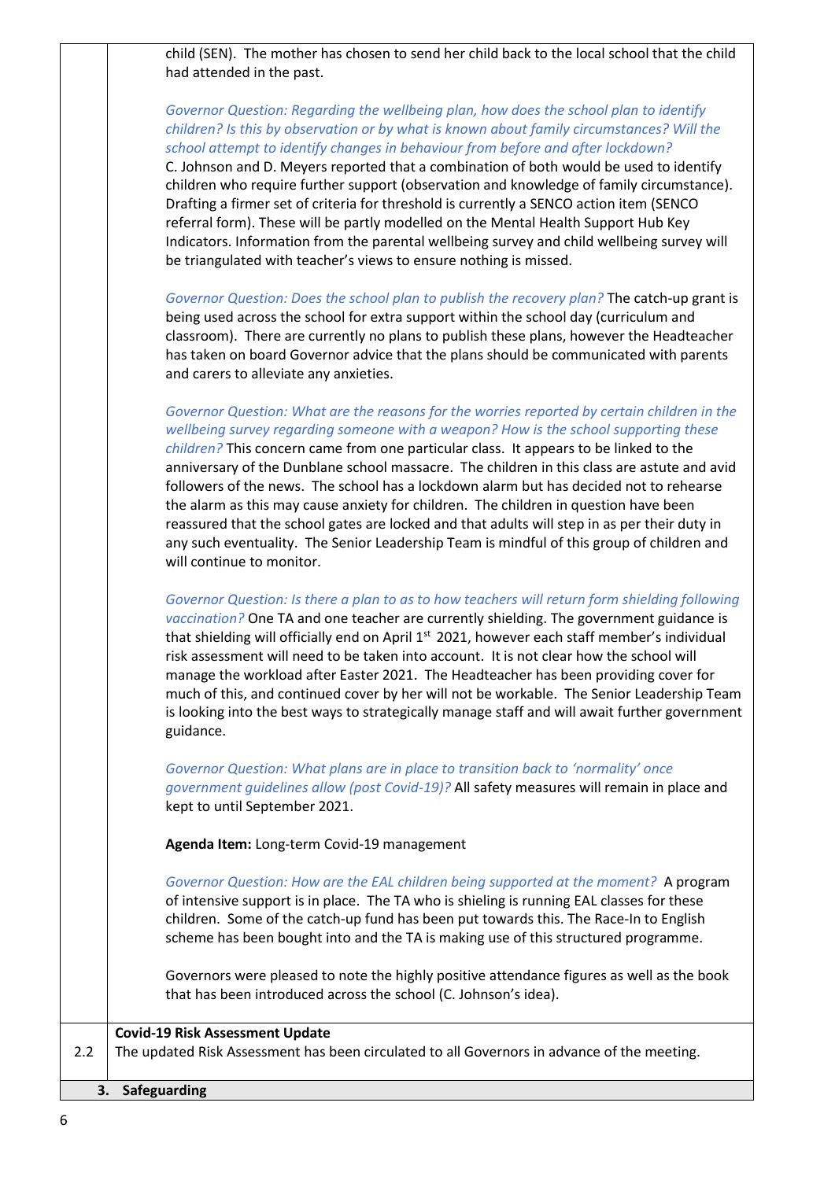child (SEN). The mother has chosen to send her child back to the local school that the child had attended in the past.

*Governor Question: Regarding the wellbeing plan, how does the school plan to identify children? Is this by observation or by what is known about family circumstances? Will the school attempt to identify changes in behaviour from before and after lockdown?*
C. Johnson and D. Meyers reported that a combination of both would be used to identify children who require further support (observation and knowledge of family circumstance). Drafting a firmer set of criteria for threshold is currently a SENCO action item (SENCO referral form). These will be partly modelled on the Mental Health Support Hub Key Indicators. Information from the parental wellbeing survey and child wellbeing survey will be triangulated with teacher's views to ensure nothing is missed.

*Governor Question: Does the school plan to publish the recovery plan?* The catch-up grant is being used across the school for extra support within the school day (curriculum and classroom). There are currently no plans to publish these plans, however the Headteacher has taken on board Governor advice that the plans should be communicated with parents and carers to alleviate any anxieties.

*Governor Question: What are the reasons for the worries reported by certain children in the wellbeing survey regarding someone with a weapon? How is the school supporting these children?* This concern came from one particular class. It appears to be linked to the anniversary of the Dunblane school massacre. The children in this class are astute and avid followers of the news. The school has a lockdown alarm but has decided not to rehearse the alarm as this may cause anxiety for children. The children in question have been reassured that the school gates are locked and that adults will step in as per their duty in any such eventuality. The Senior Leadership Team is mindful of this group of children and will continue to monitor.

*Governor Question: Is there a plan to as to how teachers will return form shielding following vaccination?* One TA and one teacher are currently shielding. The government guidance is that shielding will officially end on April 1st 2021, however each staff member's individual risk assessment will need to be taken into account. It is not clear how the school will manage the workload after Easter 2021. The Headteacher has been providing cover for much of this, and continued cover by her will not be workable. The Senior Leadership Team is looking into the best ways to strategically manage staff and will await further government guidance.

*Governor Question: What plans are in place to transition back to 'normality' once government guidelines allow (post Covid-19)?* All safety measures will remain in place and kept to until September 2021.

**Agenda Item:** Long-term Covid-19 management

*Governor Question: How are the EAL children being supported at the moment?* A program of intensive support is in place. The TA who is shieling is running EAL classes for these children. Some of the catch-up fund has been put towards this. The Race-In to English scheme has been bought into and the TA is making use of this structured programme.

Governors were pleased to note the highly positive attendance figures as well as the book that has been introduced across the school (C. Johnson's idea).

| 2.2 | **Covid-19 Risk Assessment Update**<br>The updated Risk Assessment has been circulated to all Governors in advance of the meeting. |
|---|---|

**3. Safeguarding**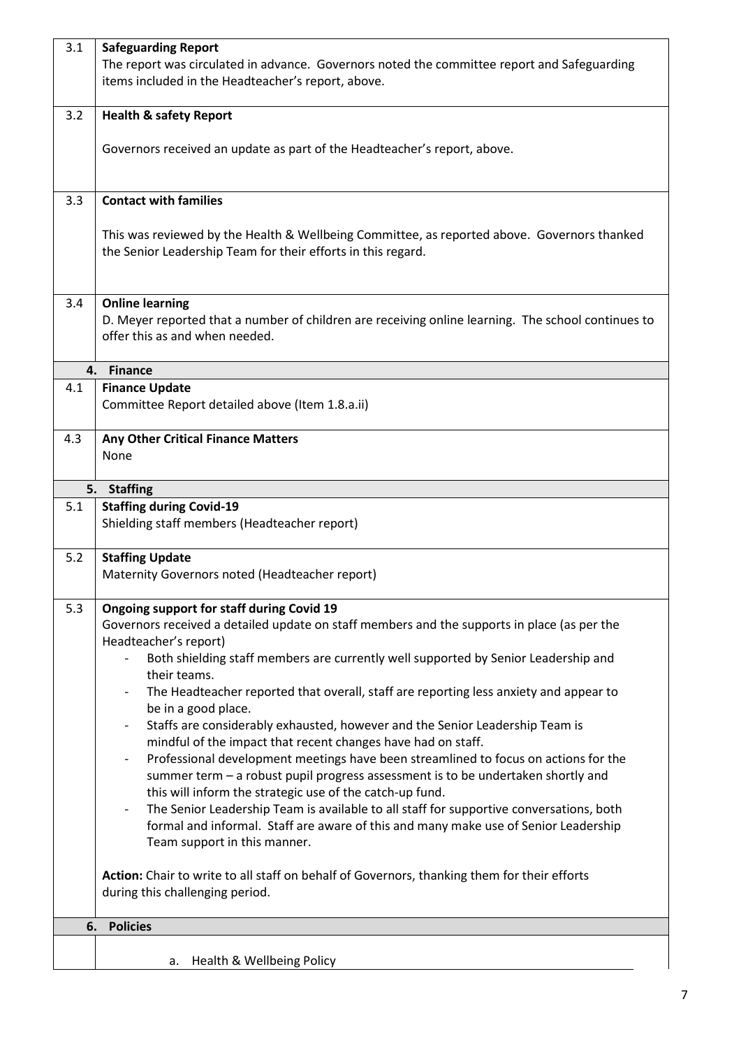| | |
|---|---|
| 3.1 | **Safeguarding Report**<br>The report was circulated in advance. Governors noted the committee report and Safeguarding items included in the Headteacher's report, above. |
| 3.2 | **Health & safety Report**<br><br>Governors received an update as part of the Headteacher's report, above. |
| 3.3 | **Contact with families**<br><br>This was reviewed by the Health & Wellbeing Committee, as reported above. Governors thanked the Senior Leadership Team for their efforts in this regard. |
| 3.4 | **Online learning**<br>D. Meyer reported that a number of children are receiving online learning. The school continues to offer this as and when needed. |
| **4.** | **Finance** |
| 4.1 | **Finance Update**<br>Committee Report detailed above (Item 1.8.a.ii) |
| 4.3 | **Any Other Critical Finance Matters**<br>None |
| **5.** | **Staffing** |
| 5.1 | **Staffing during Covid-19**<br>Shielding staff members (Headteacher report) |
| 5.2 | **Staffing Update**<br>Maternity Governors noted (Headteacher report) |
| 5.3 | **Ongoing support for staff during Covid 19**<br>Governors received a detailed update on staff members and the supports in place (as per the Headteacher's report)<br>- Both shielding staff members are currently well supported by Senior Leadership and their teams.<br>- The Headteacher reported that overall, staff are reporting less anxiety and appear to be in a good place.<br>- Staffs are considerably exhausted, however and the Senior Leadership Team is mindful of the impact that recent changes have had on staff.<br>- Professional development meetings have been streamlined to focus on actions for the summer term – a robust pupil progress assessment is to be undertaken shortly and this will inform the strategic use of the catch-up fund.<br>- The Senior Leadership Team is available to all staff for supportive conversations, both formal and informal. Staff are aware of this and many make use of Senior Leadership Team support in this manner.<br><br>**Action:** Chair to write to all staff on behalf of Governors, thanking them for their efforts during this challenging period. |
| **6.** | **Policies** |
| | a. Health & Wellbeing Policy |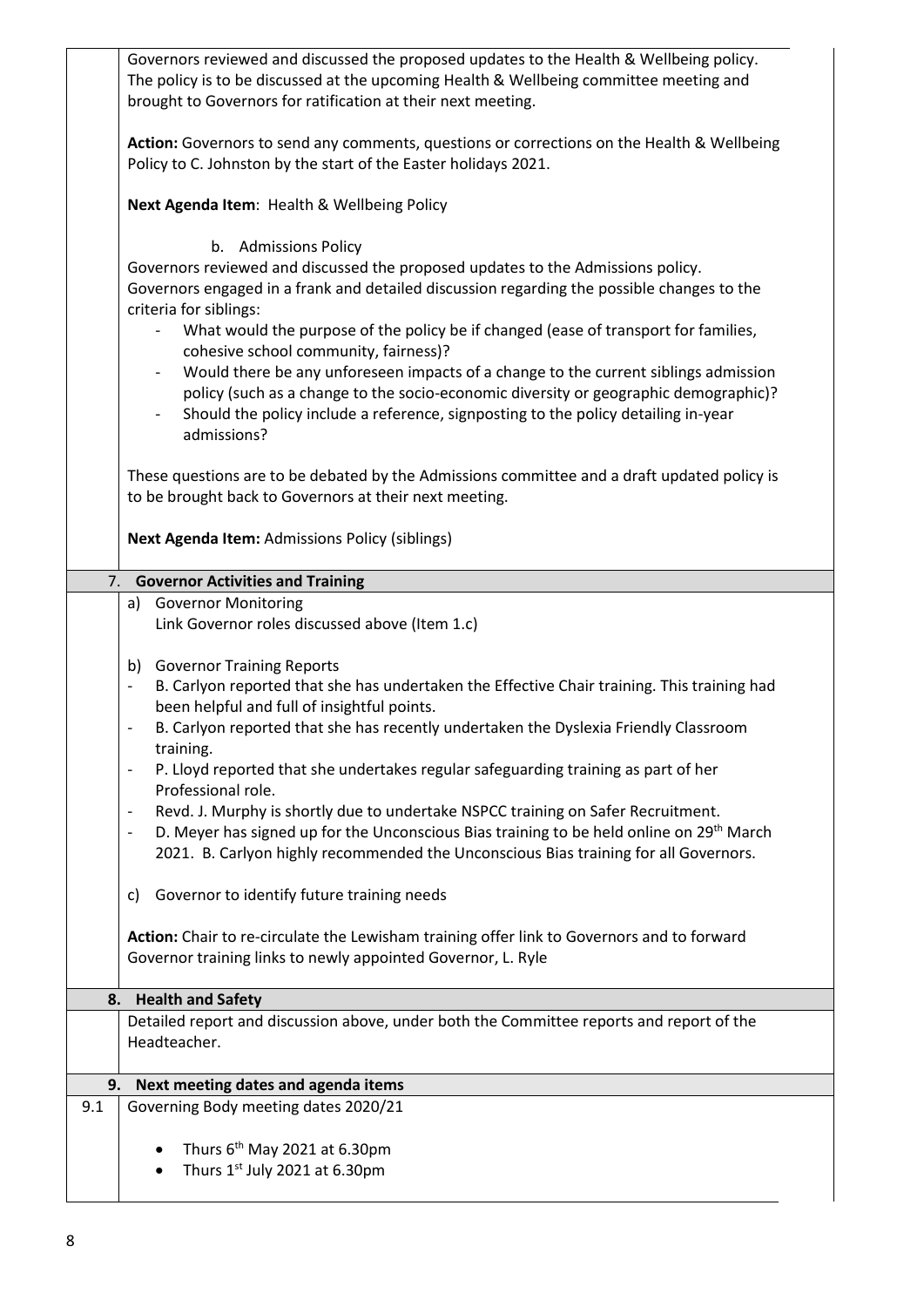Governors reviewed and discussed the proposed updates to the Health & Wellbeing policy. The policy is to be discussed at the upcoming Health & Wellbeing committee meeting and brought to Governors for ratification at their next meeting.

**Action:** Governors to send any comments, questions or corrections on the Health & Wellbeing Policy to C. Johnston by the start of the Easter holidays 2021.

**Next Agenda Item**: Health & Wellbeing Policy

b. Admissions Policy

Governors reviewed and discussed the proposed updates to the Admissions policy. Governors engaged in a frank and detailed discussion regarding the possible changes to the criteria for siblings:

- What would the purpose of the policy be if changed (ease of transport for families, cohesive school community, fairness)?
- Would there be any unforeseen impacts of a change to the current siblings admission policy (such as a change to the socio-economic diversity or geographic demographic)?
- Should the policy include a reference, signposting to the policy detailing in-year admissions?

These questions are to be debated by the Admissions committee and a draft updated policy is to be brought back to Governors at their next meeting.

**Next Agenda Item:** Admissions Policy (siblings)

## 7. Governor Activities and Training

a) Governor Monitoring
Link Governor roles discussed above (Item 1.c)

b) Governor Training Reports

- B. Carlyon reported that she has undertaken the Effective Chair training. This training had been helpful and full of insightful points.
- B. Carlyon reported that she has recently undertaken the Dyslexia Friendly Classroom training.
- P. Lloyd reported that she undertakes regular safeguarding training as part of her Professional role.
- Revd. J. Murphy is shortly due to undertake NSPCC training on Safer Recruitment.
- D. Meyer has signed up for the Unconscious Bias training to be held online on 29th March 2021. B. Carlyon highly recommended the Unconscious Bias training for all Governors.

c) Governor to identify future training needs

**Action:** Chair to re-circulate the Lewisham training offer link to Governors and to forward Governor training links to newly appointed Governor, L. Ryle

## 8. Health and Safety

Detailed report and discussion above, under both the Committee reports and report of the Headteacher.

## 9. Next meeting dates and agenda items

9.1 Governing Body meeting dates 2020/21

- Thurs 6th May 2021 at 6.30pm
- Thurs 1st July 2021 at 6.30pm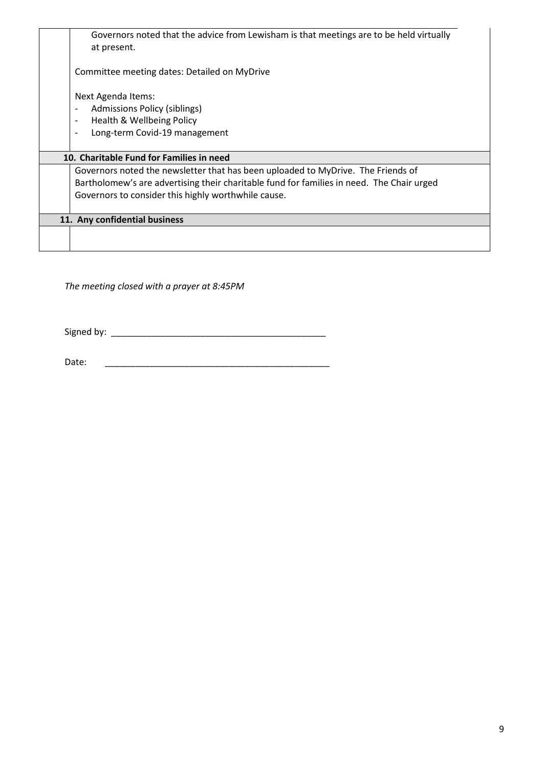| | |
|---|---|
| | Governors noted that the advice from Lewisham is that meetings are to be held virtually at present.<br><br>Committee meeting dates: Detailed on MyDrive<br><br>Next Agenda Items:<br>- Admissions Policy (siblings)<br>- Health & Wellbeing Policy<br>- Long-term Covid-19 management |
| **10. Charitable Fund for Families in need** | |
| | Governors noted the newsletter that has been uploaded to MyDrive. The Friends of Bartholomew's are advertising their charitable fund for families in need. The Chair urged Governors to consider this highly worthwhile cause. |
| **11. Any confidential business** | |
| | |

*The meeting closed with a prayer at 8:45PM*

Signed by: ____________________________________________

Date: _______________________________________________